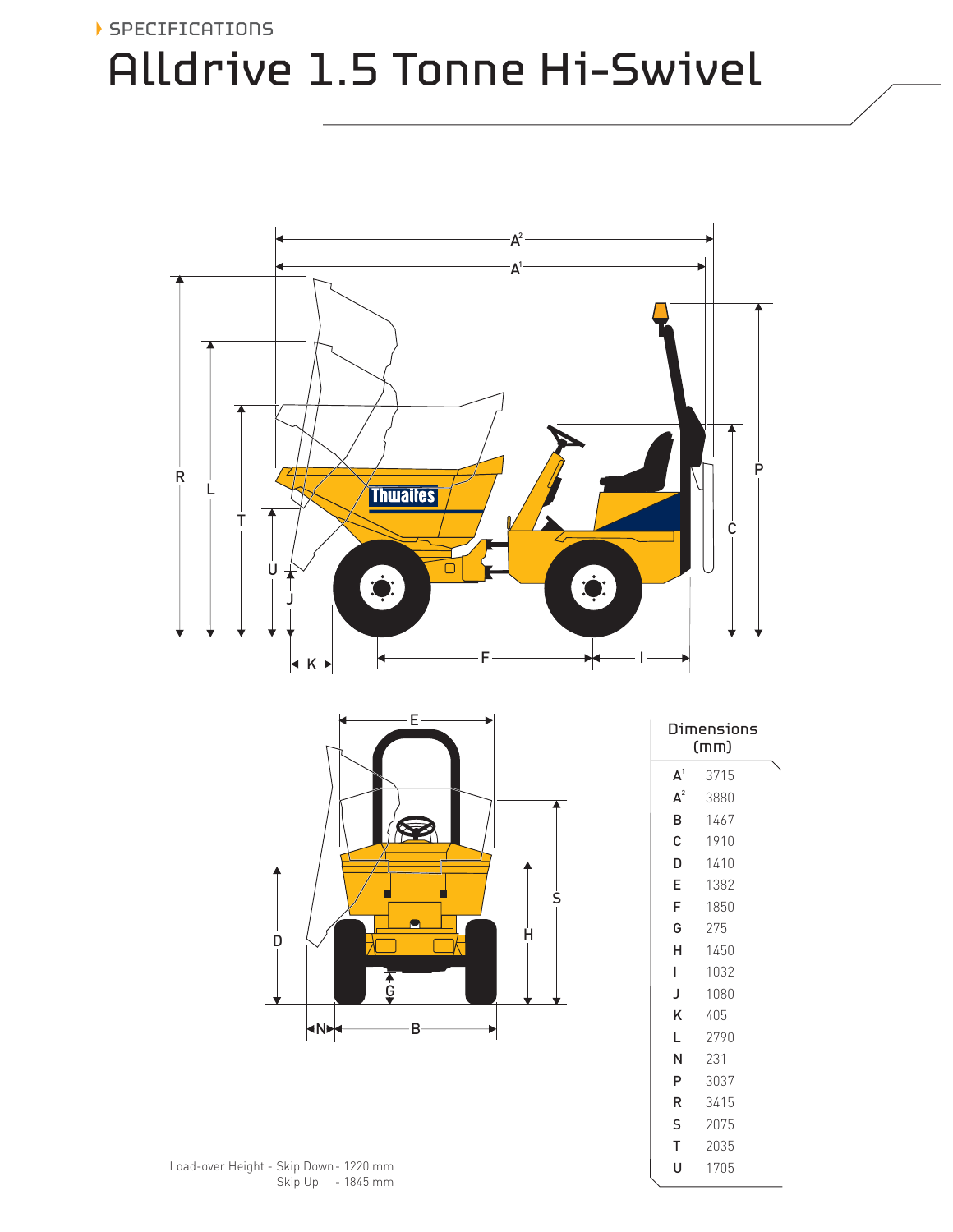SPECIFICATIONS

# Alldrive 1.5 Tonne Hi-Swivel

| Dimensions (mm) | |
|---|---|
| $A^1$ | 3715 |
| $A^2$ | 3880 |
| B | 1467 |
| C | 1910 |
| D | 1410 |
| E | 1382 |
| F | 1850 |
| G | 275 |
| H | 1450 |
| I | 1032 |
| J | 1080 |
| K | 405 |
| L | 2790 |
| N | 231 |
| P | 3037 |
| R | 3415 |
| S | 2075 |
| T | 2035 |
| U | 1705 |

Load-over Height - Skip Down - 1220 mm
Skip Up - 1845 mm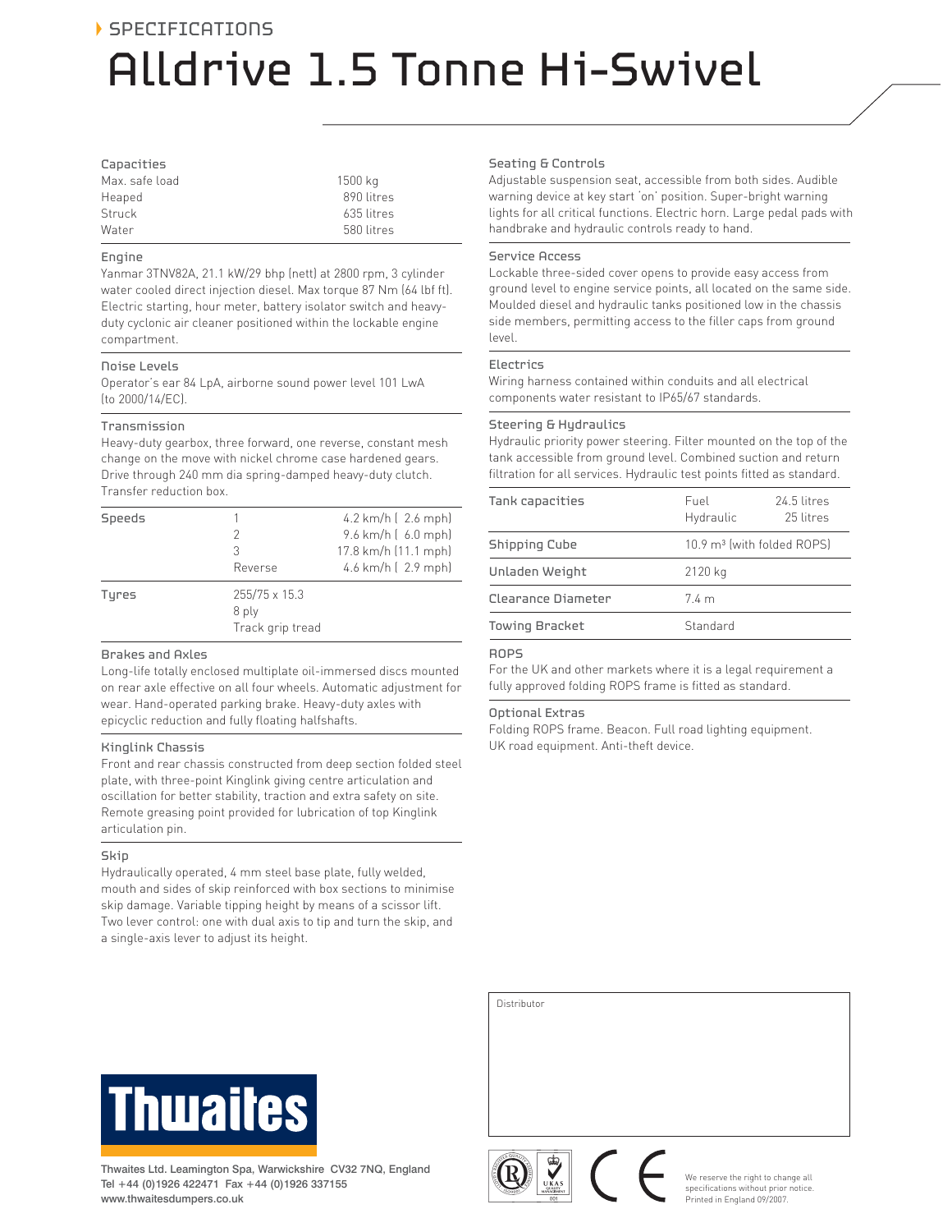SPECIFICATIONS

# Alldrive 1.5 Tonne Hi-Swivel

### Capacities

| | |
|---|---|
| Max. safe load | 1500 kg |
| Heaped | 890 litres |
| Struck | 635 litres |
| Water | 580 litres |

### Engine

Yanmar 3TNV82A, 21.1 kW/29 bhp (nett) at 2800 rpm, 3 cylinder water cooled direct injection diesel. Max torque 87 Nm (64 lbf ft). Electric starting, hour meter, battery isolator switch and heavy-duty cyclonic air cleaner positioned within the lockable engine compartment.

### Noise Levels

Operator's ear 84 LpA, airborne sound power level 101 LwA (to 2000/14/EC).

### Transmission

Heavy-duty gearbox, three forward, one reverse, constant mesh change on the move with nickel chrome case hardened gears. Drive through 240 mm dia spring-damped heavy-duty clutch. Transfer reduction box.

| | | |
|---|---|---|
| Speeds | 1 | 4.2 km/h ( 2.6 mph) |
| | 2 | 9.6 km/h ( 6.0 mph) |
| | 3 | 17.8 km/h (11.1 mph) |
| | Reverse | 4.6 km/h ( 2.9 mph) |
| Tyres | 255/75 x 15.3<br>8 ply<br>Track grip tread | |

### Brakes and Axles

Long-life totally enclosed multiplate oil-immersed discs mounted on rear axle effective on all four wheels. Automatic adjustment for wear. Hand-operated parking brake. Heavy-duty axles with epicyclic reduction and fully floating halfshafts.

### Kinglink Chassis

Front and rear chassis constructed from deep section folded steel plate, with three-point Kinglink giving centre articulation and oscillation for better stability, traction and extra safety on site. Remote greasing point provided for lubrication of top Kinglink articulation pin.

### Skip

Hydraulically operated, 4 mm steel base plate, fully welded, mouth and sides of skip reinforced with box sections to minimise skip damage. Variable tipping height by means of a scissor lift. Two lever control: one with dual axis to tip and turn the skip, and a single-axis lever to adjust its height.

### Seating & Controls

Adjustable suspension seat, accessible from both sides. Audible warning device at key start 'on' position. Super-bright warning lights for all critical functions. Electric horn. Large pedal pads with handbrake and hydraulic controls ready to hand.

### Service Access

Lockable three-sided cover opens to provide easy access from ground level to engine service points, all located on the same side. Moulded diesel and hydraulic tanks positioned low in the chassis side members, permitting access to the filler caps from ground level.

### Electrics

Wiring harness contained within conduits and all electrical components water resistant to IP65/67 standards.

### Steering & Hydraulics

Hydraulic priority power steering. Filter mounted on the top of the tank accessible from ground level. Combined suction and return filtration for all services. Hydraulic test points fitted as standard.

| | | |
|---|---|---|
| Tank capacities | Fuel | 24.5 litres |
| | Hydraulic | 25 litres |
| Shipping Cube | 10.9 m³ (with folded ROPS) | |
| Unladen Weight | 2120 kg | |
| Clearance Diameter | 7.4 m | |
| Towing Bracket | Standard | |

### ROPS

For the UK and other markets where it is a legal requirement a fully approved folding ROPS frame is fitted as standard.

### Optional Extras

Folding ROPS frame. Beacon. Full road lighting equipment. UK road equipment. Anti-theft device.

Distributor

Thwaites

Thwaites Ltd. Leamington Spa, Warwickshire CV32 7NQ, England
Tel +44 (0)1926 422471 Fax +44 (0)1926 337155
www.thwaitesdumpers.co.uk

We reserve the right to change all specifications without prior notice. Printed in England 09/2007.